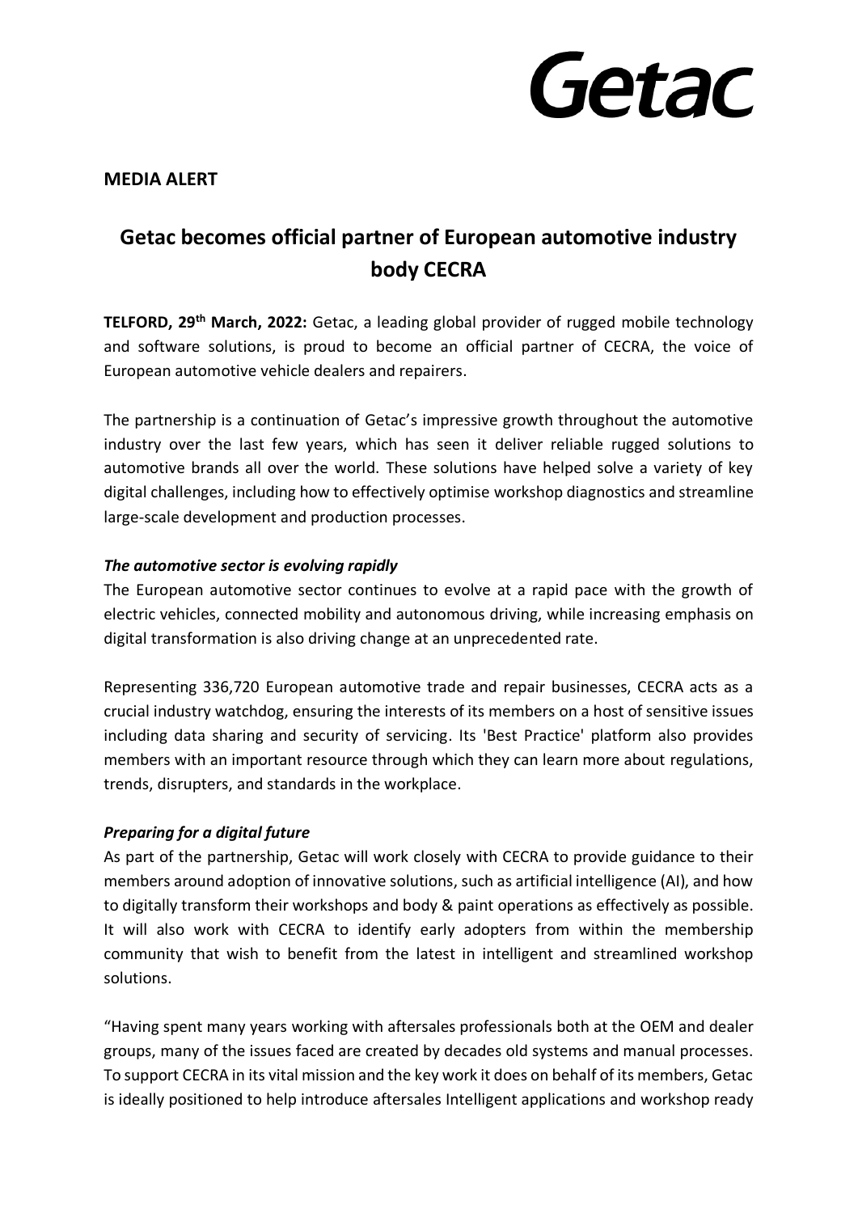Getac

**MEDIA ALERT**

# Getac becomes official partner of European automotive industry body CECRA

**TELFORD, 29th March, 2022:** Getac, a leading global provider of rugged mobile technology and software solutions, is proud to become an official partner of CECRA, the voice of European automotive vehicle dealers and repairers.

The partnership is a continuation of Getac's impressive growth throughout the automotive industry over the last few years, which has seen it deliver reliable rugged solutions to automotive brands all over the world. These solutions have helped solve a variety of key digital challenges, including how to effectively optimise workshop diagnostics and streamline large-scale development and production processes.

***The automotive sector is evolving rapidly***

The European automotive sector continues to evolve at a rapid pace with the growth of electric vehicles, connected mobility and autonomous driving, while increasing emphasis on digital transformation is also driving change at an unprecedented rate.

Representing 336,720 European automotive trade and repair businesses, CECRA acts as a crucial industry watchdog, ensuring the interests of its members on a host of sensitive issues including data sharing and security of servicing. Its 'Best Practice' platform also provides members with an important resource through which they can learn more about regulations, trends, disrupters, and standards in the workplace.

***Preparing for a digital future***

As part of the partnership, Getac will work closely with CECRA to provide guidance to their members around adoption of innovative solutions, such as artificial intelligence (AI), and how to digitally transform their workshops and body & paint operations as effectively as possible. It will also work with CECRA to identify early adopters from within the membership community that wish to benefit from the latest in intelligent and streamlined workshop solutions.

"Having spent many years working with aftersales professionals both at the OEM and dealer groups, many of the issues faced are created by decades old systems and manual processes. To support CECRA in its vital mission and the key work it does on behalf of its members, Getac is ideally positioned to help introduce aftersales Intelligent applications and workshop ready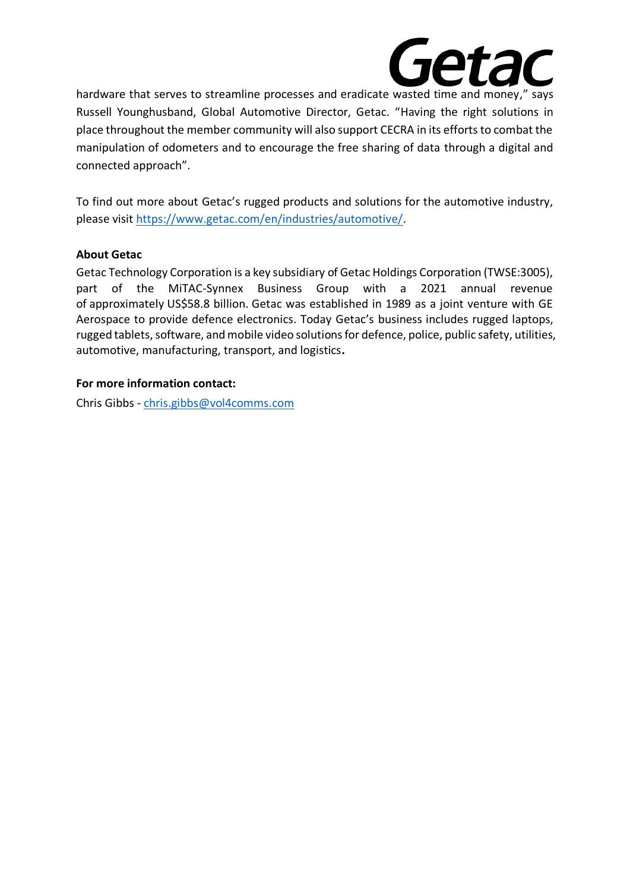hardware that serves to streamline processes and eradicate wasted time and money," says Russell Younghusband, Global Automotive Director, Getac. "Having the right solutions in place throughout the member community will also support CECRA in its efforts to combat the manipulation of odometers and to encourage the free sharing of data through a digital and connected approach".

To find out more about Getac's rugged products and solutions for the automotive industry, please visit https://www.getac.com/en/industries/automotive/.

**About Getac**

Getac Technology Corporation is a key subsidiary of Getac Holdings Corporation (TWSE:3005), part of the MiTAC-Synnex Business Group with a 2021 annual revenue of approximately US$58.8 billion. Getac was established in 1989 as a joint venture with GE Aerospace to provide defence electronics. Today Getac's business includes rugged laptops, rugged tablets, software, and mobile video solutions for defence, police, public safety, utilities, automotive, manufacturing, transport, and logistics.

**For more information contact:**

Chris Gibbs - chris.gibbs@vol4comms.com